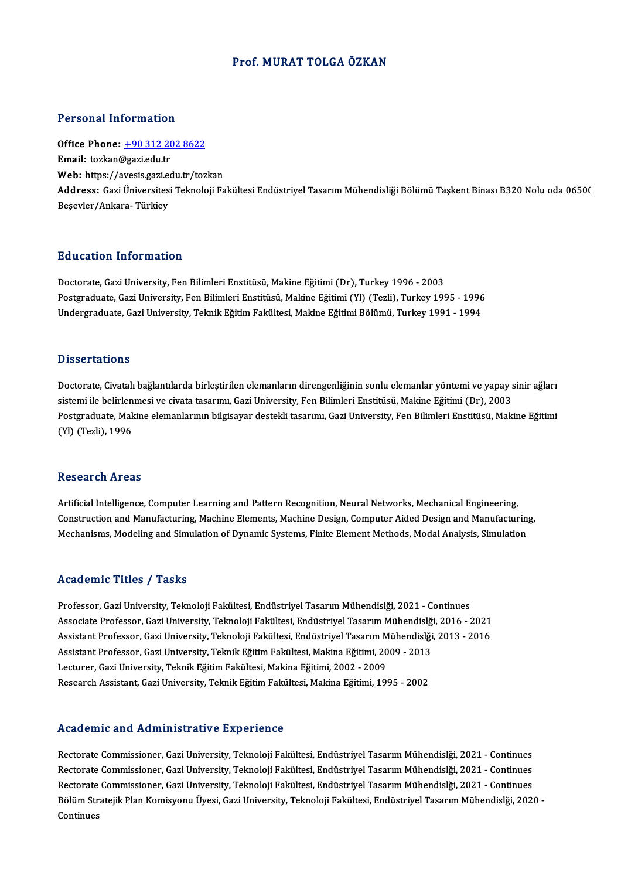# Prof. MURAT TOLGA ÖZKAN

## Personal Information

**Office Phone:** [+90 312 202 8622](tel:+903122028622)
**Email:** tozkan@gazi.edu.tr
**Web:** https://avesis.gazi.edu.tr/tozkan
**Address:** Gazi Üniversitesi Teknoloji Fakültesi Endüstriyel Tasarım Mühendisliği Bölümü Taşkent Binası B320 Nolu oda 06500 Beşevler/Ankara- Türkiey

## Education Information

Doctorate, Gazi University, Fen Bilimleri Enstitüsü, Makine Eğitimi (Dr), Turkey 1996 - 2003
Postgraduate, Gazi University, Fen Bilimleri Enstitüsü, Makine Eğitimi (Yl) (Tezli), Turkey 1995 - 1996
Undergraduate, Gazi University, Teknik Eğitim Fakültesi, Makine Eğitimi Bölümü, Turkey 1991 - 1994

## Dissertations

Doctorate, Civatalı bağlantılarda birleştirilen elemanların direngenliğinin sonlu elemanlar yöntemi ve yapay sinir ağları sistemi ile belirlenmesi ve civata tasarımı, Gazi University, Fen Bilimleri Enstitüsü, Makine Eğitimi (Dr), 2003
Postgraduate, Makine elemanlarının bilgisayar destekli tasarımı, Gazi University, Fen Bilimleri Enstitüsü, Makine Eğitimi (Yl) (Tezli), 1996

## Research Areas

Artificial Intelligence, Computer Learning and Pattern Recognition, Neural Networks, Mechanical Engineering, Construction and Manufacturing, Machine Elements, Machine Design, Computer Aided Design and Manufacturing, Mechanisms, Modeling and Simulation of Dynamic Systems, Finite Element Methods, Modal Analysis, Simulation

## Academic Titles / Tasks

Professor, Gazi University, Teknoloji Fakültesi, Endüstriyel Tasarım Mühendislği, 2021 - Continues
Associate Professor, Gazi University, Teknoloji Fakültesi, Endüstriyel Tasarım Mühendislği, 2016 - 2021
Assistant Professor, Gazi University, Teknoloji Fakültesi, Endüstriyel Tasarım Mühendislği, 2013 - 2016
Assistant Professor, Gazi University, Teknik Eğitim Fakültesi, Makina Eğitimi, 2009 - 2013
Lecturer, Gazi University, Teknik Eğitim Fakültesi, Makina Eğitimi, 2002 - 2009
Research Assistant, Gazi University, Teknik Eğitim Fakültesi, Makina Eğitimi, 1995 - 2002

## Academic and Administrative Experience

Rectorate Commissioner, Gazi University, Teknoloji Fakültesi, Endüstriyel Tasarım Mühendislği, 2021 - Continues
Rectorate Commissioner, Gazi University, Teknoloji Fakültesi, Endüstriyel Tasarım Mühendislği, 2021 - Continues
Rectorate Commissioner, Gazi University, Teknoloji Fakültesi, Endüstriyel Tasarım Mühendislği, 2021 - Continues
Bölüm Stratejik Plan Komisyonu Üyesi, Gazi University, Teknoloji Fakültesi, Endüstriyel Tasarım Mühendislği, 2020 - Continues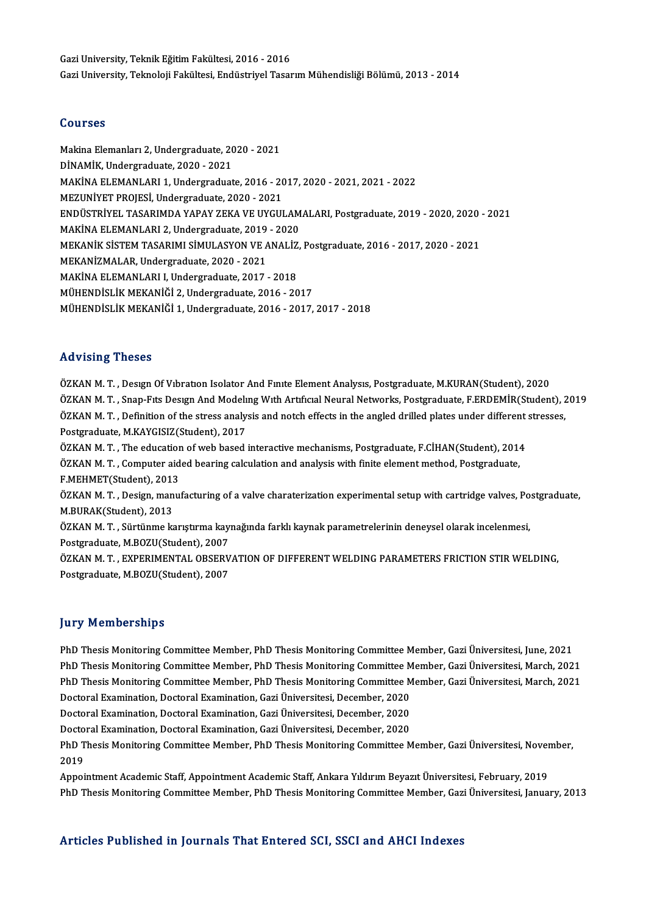Gazi University, Teknik Eğitim Fakültesi, 2016 - 2016
Gazi University, Teknoloji Fakültesi, Endüstriyel Tasarım Mühendisliği Bölümü, 2013 - 2014

## Courses

Makina Elemanları 2, Undergraduate, 2020 - 2021
DİNAMİK, Undergraduate, 2020 - 2021
MAKİNA ELEMANLARI 1, Undergraduate, 2016 - 2017, 2020 - 2021, 2021 - 2022
MEZUNİYET PROJESİ, Undergraduate, 2020 - 2021
ENDÜSTRİYEL TASARIMDA YAPAY ZEKA VE UYGULAMALARI, Postgraduate, 2019 - 2020, 2020 - 2021
MAKİNA ELEMANLARI 2, Undergraduate, 2019 - 2020
MEKANİK SİSTEM TASARIMI SİMULASYON VE ANALİZ, Postgraduate, 2016 - 2017, 2020 - 2021
MEKANİZMALAR, Undergraduate, 2020 - 2021
MAKİNA ELEMANLARI I, Undergraduate, 2017 - 2018
MÜHENDİSLİK MEKANİĞİ 2, Undergraduate, 2016 - 2017
MÜHENDİSLİK MEKANİĞİ 1, Undergraduate, 2016 - 2017, 2017 - 2018

## Advising Theses

ÖZKAN M. T. , Desıgn Of Vıbratıon Isolator And Fınıte Element Analysıs, Postgraduate, M.KURAN(Student), 2020
ÖZKAN M. T. , Snap-Fıts Desıgn And Modelıng Wıth Artıfıcıal Neural Networks, Postgraduate, F.ERDEMİR(Student), 2019
ÖZKAN M. T. , Definition of the stress analysis and notch effects in the angled drilled plates under different stresses, Postgraduate, M.KAYGISIZ(Student), 2017
ÖZKAN M. T. , The education of web based interactive mechanisms, Postgraduate, F.CİHAN(Student), 2014
ÖZKAN M. T. , Computer aided bearing calculation and analysis with finite element method, Postgraduate, F.MEHMET(Student), 2013
ÖZKAN M. T. , Design, manufacturing of a valve charaterization experimental setup with cartridge valves, Postgraduate, M.BURAK(Student), 2013
ÖZKAN M. T. , Sürtünme karıştırma kaynağında farklı kaynak parametrelerinin deneysel olarak incelenmesi, Postgraduate, M.BOZU(Student), 2007
ÖZKAN M. T. , EXPERIMENTAL OBSERVATION OF DIFFERENT WELDING PARAMETERS FRICTION STIR WELDING, Postgraduate, M.BOZU(Student), 2007

## Jury Memberships

PhD Thesis Monitoring Committee Member, PhD Thesis Monitoring Committee Member, Gazi Üniversitesi, June, 2021
PhD Thesis Monitoring Committee Member, PhD Thesis Monitoring Committee Member, Gazi Üniversitesi, March, 2021
PhD Thesis Monitoring Committee Member, PhD Thesis Monitoring Committee Member, Gazi Üniversitesi, March, 2021
Doctoral Examination, Doctoral Examination, Gazi Üniversitesi, December, 2020
Doctoral Examination, Doctoral Examination, Gazi Üniversitesi, December, 2020
Doctoral Examination, Doctoral Examination, Gazi Üniversitesi, December, 2020
PhD Thesis Monitoring Committee Member, PhD Thesis Monitoring Committee Member, Gazi Üniversitesi, November, 2019
Appointment Academic Staff, Appointment Academic Staff, Ankara Yıldırım Beyazıt Üniversitesi, February, 2019
PhD Thesis Monitoring Committee Member, PhD Thesis Monitoring Committee Member, Gazi Üniversitesi, January, 2013

## Articles Published in Journals That Entered SCI, SSCI and AHCI Indexes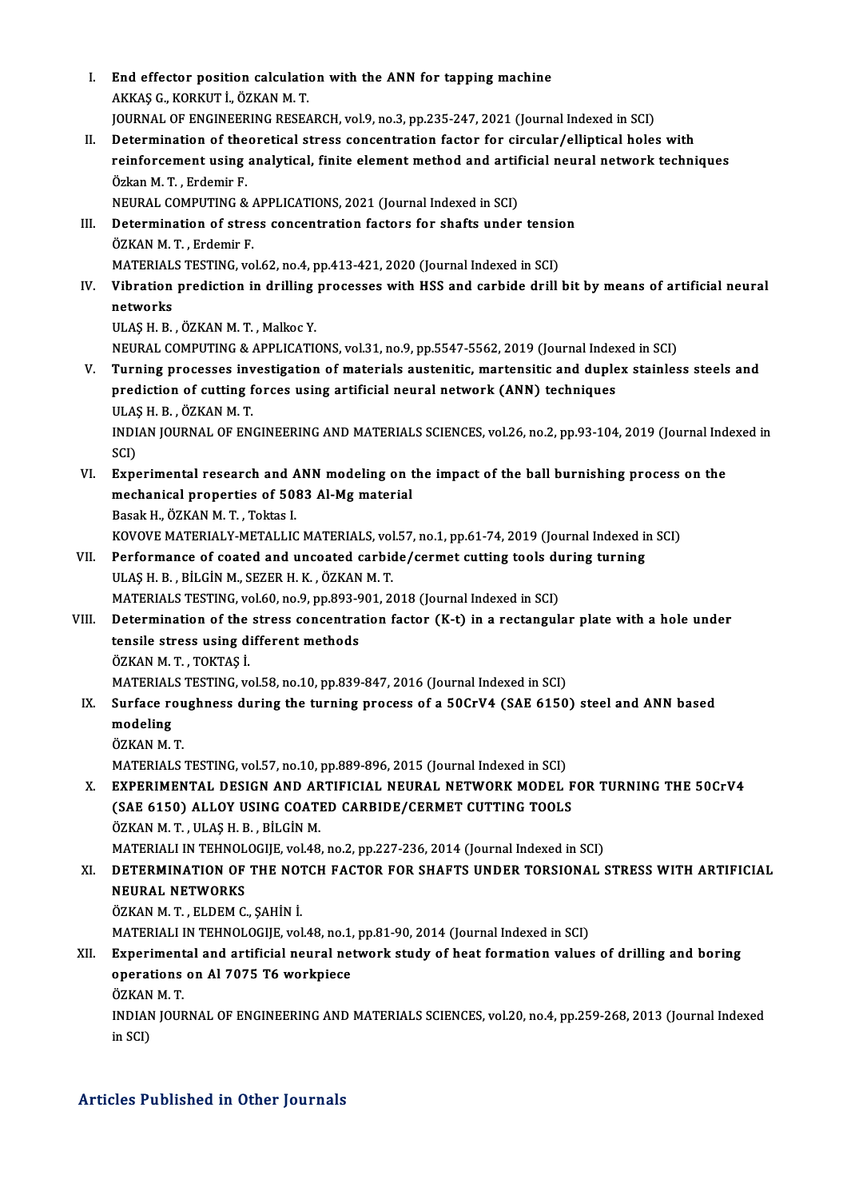I. **End effector position calculation with the ANN for tapping machine**
AKKAŞ G., KORKUT İ., ÖZKAN M. T.
JOURNAL OF ENGINEERING RESEARCH, vol.9, no.3, pp.235-247, 2021 (Journal Indexed in SCI)

II. **Determination of theoretical stress concentration factor for circular/elliptical holes with reinforcement using analytical, finite element method and artificial neural network techniques**
Özkan M. T. , Erdemir F.
NEURAL COMPUTING & APPLICATIONS, 2021 (Journal Indexed in SCI)

III. **Determination of stress concentration factors for shafts under tension**
ÖZKAN M. T. , Erdemir F.
MATERIALS TESTING, vol.62, no.4, pp.413-421, 2020 (Journal Indexed in SCI)

IV. **Vibration prediction in drilling processes with HSS and carbide drill bit by means of artificial neural networks**
ULAŞ H. B. , ÖZKAN M. T. , Malkoc Y.
NEURAL COMPUTING & APPLICATIONS, vol.31, no.9, pp.5547-5562, 2019 (Journal Indexed in SCI)

V. **Turning processes investigation of materials austenitic, martensitic and duplex stainless steels and prediction of cutting forces using artificial neural network (ANN) techniques**
ULAŞ H. B. , ÖZKAN M. T.
INDIAN JOURNAL OF ENGINEERING AND MATERIALS SCIENCES, vol.26, no.2, pp.93-104, 2019 (Journal Indexed in SCI)

VI. **Experimental research and ANN modeling on the impact of the ball burnishing process on the mechanical properties of 5083 Al-Mg material**
Basak H., ÖZKAN M. T. , Toktas I.
KOVOVE MATERIALY-METALLIC MATERIALS, vol.57, no.1, pp.61-74, 2019 (Journal Indexed in SCI)

VII. **Performance of coated and uncoated carbide/cermet cutting tools during turning**
ULAŞ H. B. , BİLGİN M., SEZER H. K. , ÖZKAN M. T.
MATERIALS TESTING, vol.60, no.9, pp.893-901, 2018 (Journal Indexed in SCI)

VIII. **Determination of the stress concentration factor (K-t) in a rectangular plate with a hole under tensile stress using different methods**
ÖZKAN M. T. , TOKTAŞ İ.
MATERIALS TESTING, vol.58, no.10, pp.839-847, 2016 (Journal Indexed in SCI)

IX. **Surface roughness during the turning process of a 50CrV4 (SAE 6150) steel and ANN based modeling**
ÖZKAN M. T.
MATERIALS TESTING, vol.57, no.10, pp.889-896, 2015 (Journal Indexed in SCI)

X. **EXPERIMENTAL DESIGN AND ARTIFICIAL NEURAL NETWORK MODEL FOR TURNING THE 50CrV4 (SAE 6150) ALLOY USING COATED CARBIDE/CERMET CUTTING TOOLS**
ÖZKAN M. T. , ULAŞ H. B. , BİLGİN M.
MATERIALI IN TEHNOLOGIJE, vol.48, no.2, pp.227-236, 2014 (Journal Indexed in SCI)

XI. **DETERMINATION OF THE NOTCH FACTOR FOR SHAFTS UNDER TORSIONAL STRESS WITH ARTIFICIAL NEURAL NETWORKS**
ÖZKAN M. T. , ELDEM C., ŞAHİN İ.
MATERIALI IN TEHNOLOGIJE, vol.48, no.1, pp.81-90, 2014 (Journal Indexed in SCI)

XII. **Experimental and artificial neural network study of heat formation values of drilling and boring operations on Al 7075 T6 workpiece**
ÖZKAN M. T.
INDIAN JOURNAL OF ENGINEERING AND MATERIALS SCIENCES, vol.20, no.4, pp.259-268, 2013 (Journal Indexed in SCI)

## Articles Published in Other Journals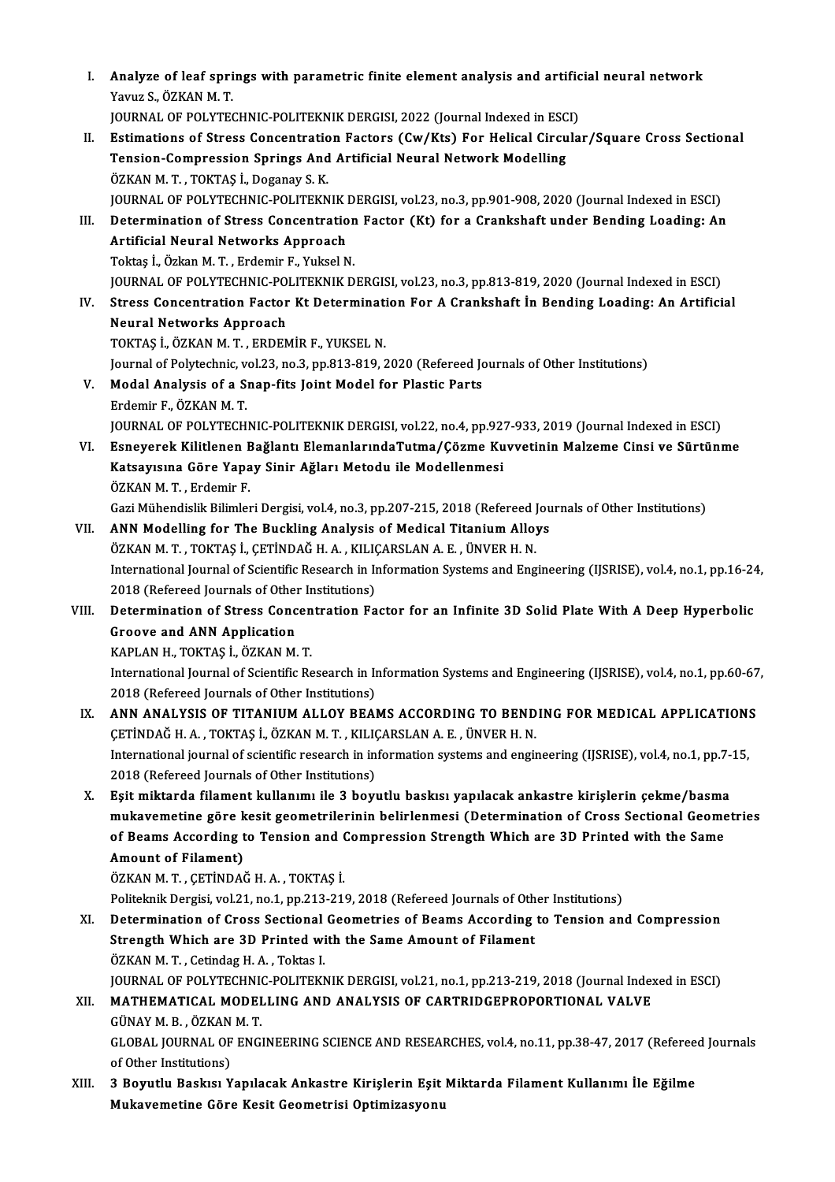I. **Analyze of leaf springs with parametric finite element analysis and artificial neural network**
Yavuz S., ÖZKAN M. T.
JOURNAL OF POLYTECHNIC-POLITEKNIK DERGISI, 2022 (Journal Indexed in ESCI)

II. **Estimations of Stress Concentration Factors (Cw/Kts) For Helical Circular/Square Cross Sectional Tension-Compression Springs And Artificial Neural Network Modelling**
ÖZKAN M. T. , TOKTAŞ İ., Doganay S. K.
JOURNAL OF POLYTECHNIC-POLITEKNIK DERGISI, vol.23, no.3, pp.901-908, 2020 (Journal Indexed in ESCI)

III. **Determination of Stress Concentration Factor (Kt) for a Crankshaft under Bending Loading: An Artificial Neural Networks Approach**
Toktaş İ., Özkan M. T. , Erdemir F., Yuksel N.
JOURNAL OF POLYTECHNIC-POLITEKNIK DERGISI, vol.23, no.3, pp.813-819, 2020 (Journal Indexed in ESCI)

IV. **Stress Concentration Factor Kt Determination For A Crankshaft İn Bending Loading: An Artificial Neural Networks Approach**
TOKTAŞ İ., ÖZKAN M. T. , ERDEMİR F., YUKSEL N.
Journal of Polytechnic, vol.23, no.3, pp.813-819, 2020 (Refereed Journals of Other Institutions)

V. **Modal Analysis of a Snap-fits Joint Model for Plastic Parts**
Erdemir F., ÖZKAN M. T.
JOURNAL OF POLYTECHNIC-POLITEKNIK DERGISI, vol.22, no.4, pp.927-933, 2019 (Journal Indexed in ESCI)

VI. **Esneyerek Kilitlenen Bağlantı ElemanlarındaTutma/Çözme Kuvvetinin Malzeme Cinsi ve Sürtünme Katsayısına Göre Yapay Sinir Ağları Metodu ile Modellenmesi**
ÖZKAN M. T. , Erdemir F.
Gazi Mühendislik Bilimleri Dergisi, vol.4, no.3, pp.207-215, 2018 (Refereed Journals of Other Institutions)

VII. **ANN Modelling for The Buckling Analysis of Medical Titanium Alloys**
ÖZKAN M. T. , TOKTAŞ İ., ÇETİNDAĞ H. A. , KILIÇARSLAN A. E. , ÜNVER H. N.
International Journal of Scientific Research in Information Systems and Engineering (IJSRISE), vol.4, no.1, pp.16-24, 2018 (Refereed Journals of Other Institutions)

VIII. **Determination of Stress Concentration Factor for an Infinite 3D Solid Plate With A Deep Hyperbolic Groove and ANN Application**
KAPLAN H., TOKTAŞ İ., ÖZKAN M. T.
International Journal of Scientific Research in Information Systems and Engineering (IJSRISE), vol.4, no.1, pp.60-67, 2018 (Refereed Journals of Other Institutions)

IX. **ANN ANALYSIS OF TITANIUM ALLOY BEAMS ACCORDING TO BENDING FOR MEDICAL APPLICATIONS**
ÇETİNDAĞ H. A. , TOKTAŞ İ., ÖZKAN M. T. , KILIÇARSLAN A. E. , ÜNVER H. N.
International journal of scientific research in information systems and engineering (IJSRISE), vol.4, no.1, pp.7-15, 2018 (Refereed Journals of Other Institutions)

X. **Eşit miktarda filament kullanımı ile 3 boyutlu baskısı yapılacak ankastre kirişlerin çekme/basma mukavemetine göre kesit geometrilerinin belirlenmesi (Determination of Cross Sectional Geometries of Beams According to Tension and Compression Strength Which are 3D Printed with the Same Amount of Filament)**
ÖZKAN M. T. , ÇETİNDAĞ H. A. , TOKTAŞ İ.
Politeknik Dergisi, vol.21, no.1, pp.213-219, 2018 (Refereed Journals of Other Institutions)

XI. **Determination of Cross Sectional Geometries of Beams According to Tension and Compression Strength Which are 3D Printed with the Same Amount of Filament**
ÖZKAN M. T. , Cetindag H. A. , Toktas I.
JOURNAL OF POLYTECHNIC-POLITEKNIK DERGISI, vol.21, no.1, pp.213-219, 2018 (Journal Indexed in ESCI)

XII. **MATHEMATICAL MODELLING AND ANALYSIS OF CARTRIDGEPROPORTIONAL VALVE**
GÜNAY M. B. , ÖZKAN M. T.
GLOBAL JOURNAL OF ENGINEERING SCIENCE AND RESEARCHES, vol.4, no.11, pp.38-47, 2017 (Refereed Journals of Other Institutions)

XIII. **3 Boyutlu Baskısı Yapılacak Ankastre Kirişlerin Eşit Miktarda Filament Kullanımı İle Eğilme Mukavemetine Göre Kesit Geometrisi Optimizasyonu**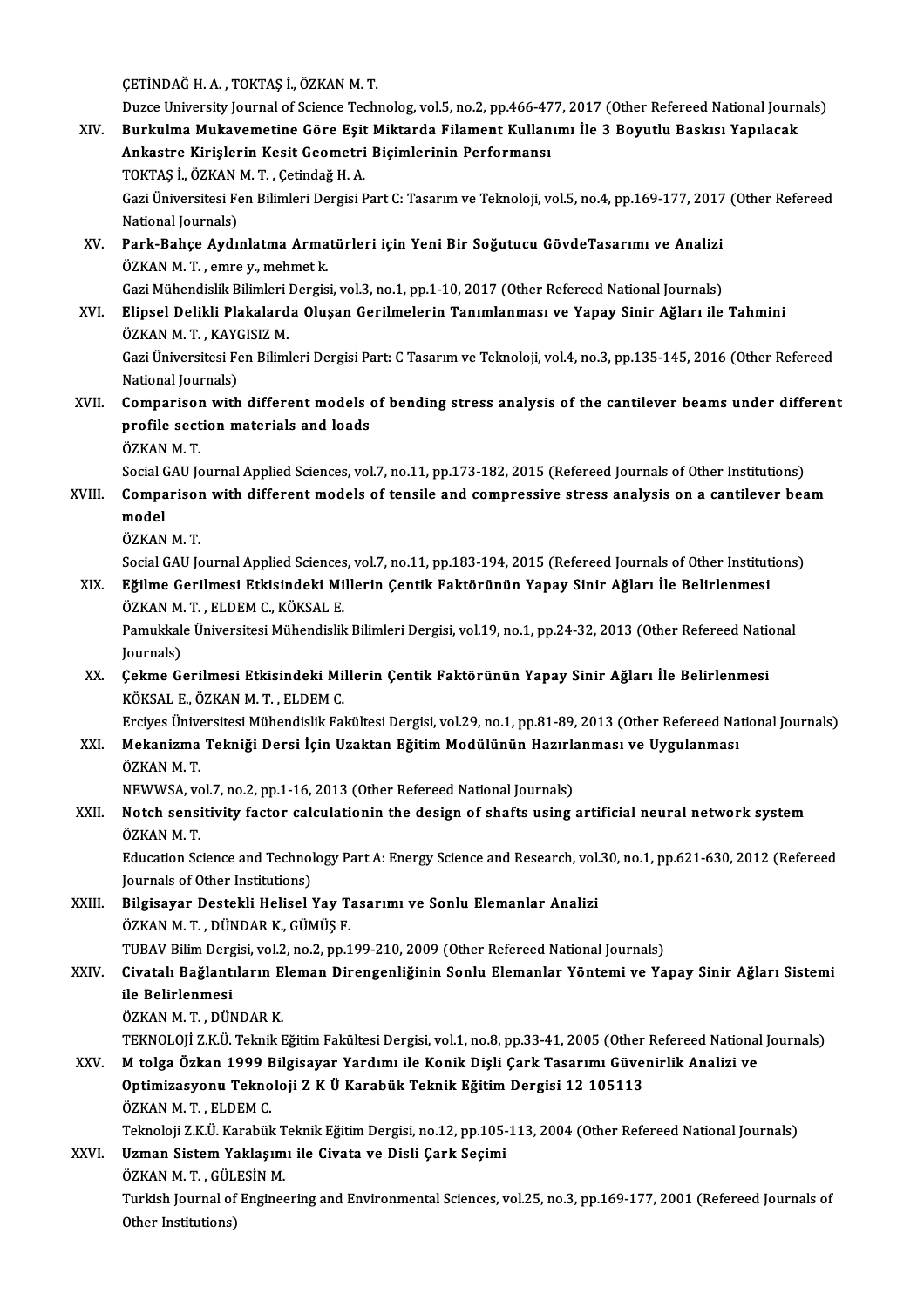ÇETİNDAĞ H. A. , TOKTAŞ İ., ÖZKAN M. T.
Duzce University Journal of Science Technolog, vol.5, no.2, pp.466-477, 2017 (Other Refereed National Journals)

XIV. **Burkulma Mukavemetine Göre Eşit Miktarda Filament Kullanımı İle 3 Boyutlu Baskısı Yapılacak Ankastre Kirişlerin Kesit Geometri Biçimlerinin Performansı**
TOKTAŞ İ., ÖZKAN M. T. , Çetindağ H. A.
Gazi Üniversitesi Fen Bilimleri Dergisi Part C: Tasarım ve Teknoloji, vol.5, no.4, pp.169-177, 2017 (Other Refereed National Journals)

XV. **Park-Bahçe Aydınlatma Armatürleri için Yeni Bir Soğutucu GövdeTasarımı ve Analizi**
ÖZKAN M. T. , emre y., mehmet k.
Gazi Mühendislik Bilimleri Dergisi, vol.3, no.1, pp.1-10, 2017 (Other Refereed National Journals)

XVI. **Elipsel Delikli Plakalarda Oluşan Gerilmelerin Tanımlanması ve Yapay Sinir Ağları ile Tahmini**
ÖZKAN M. T. , KAYGISIZ M.
Gazi Üniversitesi Fen Bilimleri Dergisi Part: C Tasarım ve Teknoloji, vol.4, no.3, pp.135-145, 2016 (Other Refereed National Journals)

XVII. **Comparison with different models of bending stress analysis of the cantilever beams under different profile section materials and loads**
ÖZKAN M. T.
Social GAU Journal Applied Sciences, vol.7, no.11, pp.173-182, 2015 (Refereed Journals of Other Institutions)

XVIII. **Comparison with different models of tensile and compressive stress analysis on a cantilever beam model**
ÖZKAN M. T.
Social GAU Journal Applied Sciences, vol.7, no.11, pp.183-194, 2015 (Refereed Journals of Other Institutions)

XIX. **Eğilme Gerilmesi Etkisindeki Millerin Çentik Faktörünün Yapay Sinir Ağları İle Belirlenmesi**
ÖZKAN M. T. , ELDEM C., KÖKSAL E.
Pamukkale Üniversitesi Mühendislik Bilimleri Dergisi, vol.19, no.1, pp.24-32, 2013 (Other Refereed National Journals)

XX. **Çekme Gerilmesi Etkisindeki Millerin Çentik Faktörünün Yapay Sinir Ağları İle Belirlenmesi**
KÖKSAL E., ÖZKAN M. T. , ELDEM C.
Erciyes Üniversitesi Mühendislik Fakültesi Dergisi, vol.29, no.1, pp.81-89, 2013 (Other Refereed National Journals)

XXI. **Mekanizma Tekniği Dersi İçin Uzaktan Eğitim Modülünün Hazırlanması ve Uygulanması**
ÖZKAN M. T.
NEWWSA, vol.7, no.2, pp.1-16, 2013 (Other Refereed National Journals)

XXII. **Notch sensitivity factor calculationin the design of shafts using artificial neural network system**
ÖZKAN M. T.
Education Science and Technology Part A: Energy Science and Research, vol.30, no.1, pp.621-630, 2012 (Refereed Journals of Other Institutions)

XXIII. **Bilgisayar Destekli Helisel Yay Tasarımı ve Sonlu Elemanlar Analizi**
ÖZKAN M. T. , DÜNDAR K., GÜMÜŞ F.
TUBAV Bilim Dergisi, vol.2, no.2, pp.199-210, 2009 (Other Refereed National Journals)

XXIV. **Civatalı Bağlantıların Eleman Direngenliğinin Sonlu Elemanlar Yöntemi ve Yapay Sinir Ağları Sistemi ile Belirlenmesi**
ÖZKAN M. T. , DÜNDAR K.
TEKNOLOJİ Z.K.Ü. Teknik Eğitim Fakültesi Dergisi, vol.1, no.8, pp.33-41, 2005 (Other Refereed National Journals)

XXV. **M tolga Özkan 1999 Bilgisayar Yardımı ile Konik Dişli Çark Tasarımı Güvenirlik Analizi ve Optimizasyonu Teknoloji Z K Ü Karabük Teknik Eğitim Dergisi 12 105113**
ÖZKAN M. T. , ELDEM C.
Teknoloji Z.K.Ü. Karabük Teknik Eğitim Dergisi, no.12, pp.105-113, 2004 (Other Refereed National Journals)

XXVI. **Uzman Sistem Yaklaşımı ile Civata ve Disli Çark Seçimi**
ÖZKAN M. T. , GÜLESİN M.
Turkish Journal of Engineering and Environmental Sciences, vol.25, no.3, pp.169-177, 2001 (Refereed Journals of Other Institutions)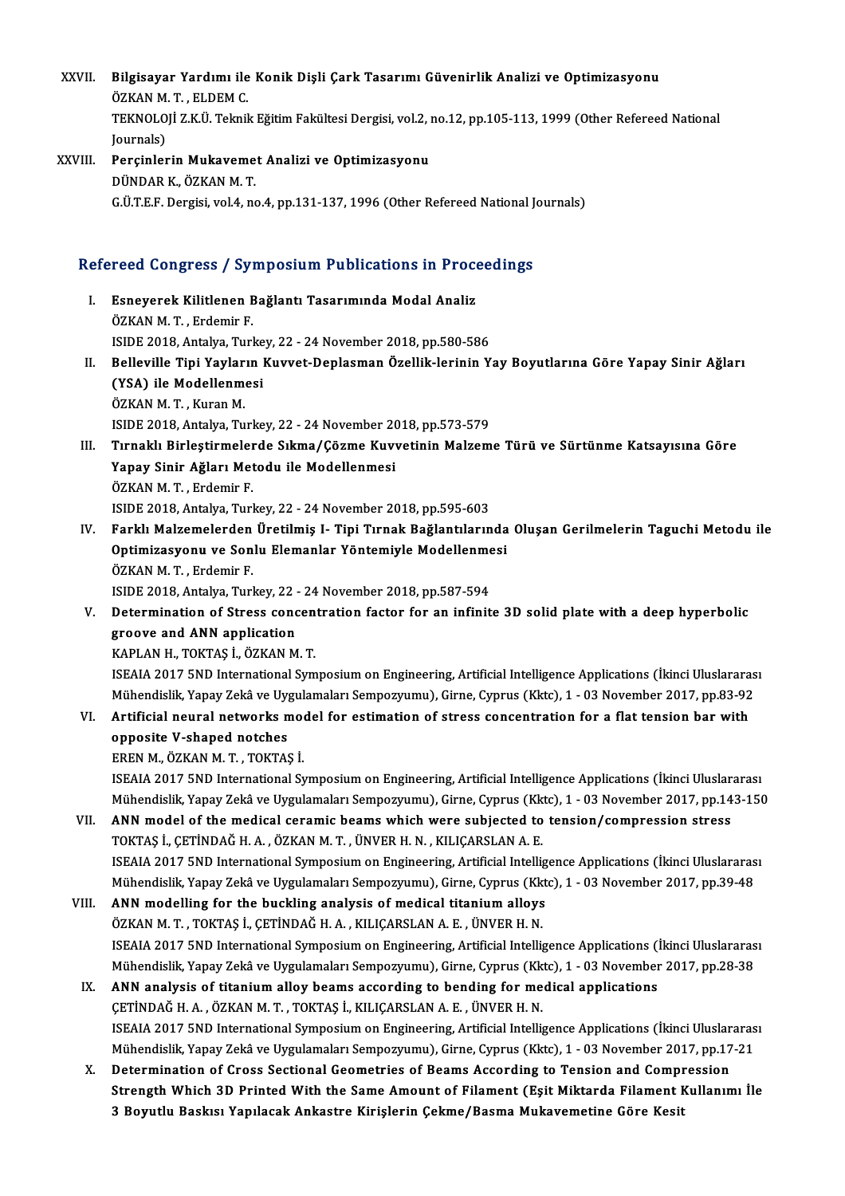XXVII. **Bilgisayar Yardımı ile Konik Dişli Çark Tasarımı Güvenirlik Analizi ve Optimizasyonu**
ÖZKAN M. T. , ELDEM C.
TEKNOLOJİ Z.K.Ü. Teknik Eğitim Fakültesi Dergisi, vol.2, no.12, pp.105-113, 1999 (Other Refereed National Journals)

XXVIII. **Perçinlerin Mukavemet Analizi ve Optimizasyonu**
DÜNDAR K., ÖZKAN M. T.
G.Ü.T.E.F. Dergisi, vol.4, no.4, pp.131-137, 1996 (Other Refereed National Journals)

## Refereed Congress / Symposium Publications in Proceedings

I. **Esneyerek Kilitlenen Bağlantı Tasarımında Modal Analiz**
ÖZKAN M. T. , Erdemir F.
ISIDE 2018, Antalya, Turkey, 22 - 24 November 2018, pp.580-586

II. **Belleville Tipi Yayların Kuvvet-Deplasman Özellik-lerinin Yay Boyutlarına Göre Yapay Sinir Ağları (YSA) ile Modellenmesi**
ÖZKAN M. T. , Kuran M.
ISIDE 2018, Antalya, Turkey, 22 - 24 November 2018, pp.573-579

III. **Tırnaklı Birleştirmelerde Sıkma/Çözme Kuvvetinin Malzeme Türü ve Sürtünme Katsayısına Göre Yapay Sinir Ağları Metodu ile Modellenmesi**
ÖZKAN M. T. , Erdemir F.
ISIDE 2018, Antalya, Turkey, 22 - 24 November 2018, pp.595-603

IV. **Farklı Malzemelerden Üretilmiş I- Tipi Tırnak Bağlantılarında Oluşan Gerilmelerin Taguchi Metodu ile Optimizasyonu ve Sonlu Elemanlar Yöntemiyle Modellenmesi**
ÖZKAN M. T. , Erdemir F.
ISIDE 2018, Antalya, Turkey, 22 - 24 November 2018, pp.587-594

V. **Determination of Stress concentration factor for an infinite 3D solid plate with a deep hyperbolic groove and ANN application**
KAPLAN H., TOKTAŞ İ., ÖZKAN M. T.
ISEAIA 2017 5ND International Symposium on Engineering, Artificial Intelligence Applications (İkinci Uluslararası Mühendislik, Yapay Zekâ ve Uygulamaları Sempozyumu), Girne, Cyprus (Kktc), 1 - 03 November 2017, pp.83-92

VI. **Artificial neural networks model for estimation of stress concentration for a flat tension bar with opposite V-shaped notches**
EREN M., ÖZKAN M. T. , TOKTAŞ İ.
ISEAIA 2017 5ND International Symposium on Engineering, Artificial Intelligence Applications (İkinci Uluslararası Mühendislik, Yapay Zekâ ve Uygulamaları Sempozyumu), Girne, Cyprus (Kktc), 1 - 03 November 2017, pp.143-150

VII. **ANN model of the medical ceramic beams which were subjected to tension/compression stress**
TOKTAŞ İ., ÇETİNDAĞ H. A. , ÖZKAN M. T. , ÜNVER H. N. , KILIÇARSLAN A. E.
ISEAIA 2017 5ND International Symposium on Engineering, Artificial Intelligence Applications (İkinci Uluslararası Mühendislik, Yapay Zekâ ve Uygulamaları Sempozyumu), Girne, Cyprus (Kktc), 1 - 03 November 2017, pp.39-48

VIII. **ANN modelling for the buckling analysis of medical titanium alloys**
ÖZKAN M. T. , TOKTAŞ İ., ÇETİNDAĞ H. A. , KILIÇARSLAN A. E. , ÜNVER H. N.
ISEAIA 2017 5ND International Symposium on Engineering, Artificial Intelligence Applications (İkinci Uluslararası Mühendislik, Yapay Zekâ ve Uygulamaları Sempozyumu), Girne, Cyprus (Kktc), 1 - 03 November 2017, pp.28-38

IX. **ANN analysis of titanium alloy beams according to bending for medical applications**
ÇETİNDAĞ H. A. , ÖZKAN M. T. , TOKTAŞ İ., KILIÇARSLAN A. E. , ÜNVER H. N.
ISEAIA 2017 5ND International Symposium on Engineering, Artificial Intelligence Applications (İkinci Uluslararası Mühendislik, Yapay Zekâ ve Uygulamaları Sempozyumu), Girne, Cyprus (Kktc), 1 - 03 November 2017, pp.17-21

X. **Determination of Cross Sectional Geometries of Beams According to Tension and Compression Strength Which 3D Printed With the Same Amount of Filament (Eşit Miktarda Filament Kullanımı İle 3 Boyutlu Baskısı Yapılacak Ankastre Kirişlerin Çekme/Basma Mukavemetine Göre Kesit**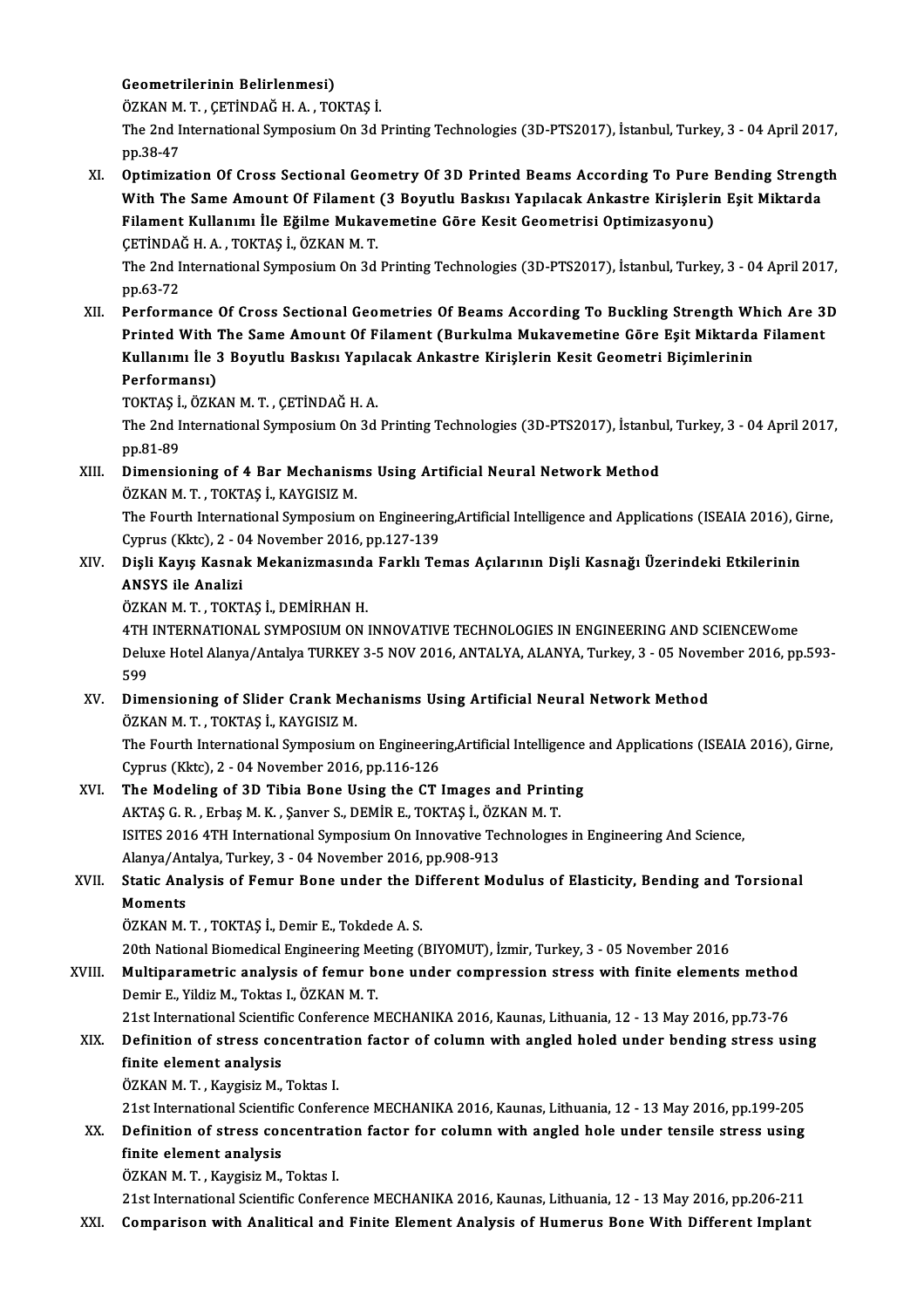Geometrilerinin Belirlenmesi)
ÖZKAN M. T. , ÇETİNDAĞ H. A. , TOKTAŞ İ.
The 2nd International Symposium On 3d Printing Technologies (3D-PTS2017), İstanbul, Turkey, 3 - 04 April 2017, pp.38-47

XI. **Optimization Of Cross Sectional Geometry Of 3D Printed Beams According To Pure Bending Strength With The Same Amount Of Filament (3 Boyutlu Baskısı Yapılacak Ankastre Kirişlerin Eşit Miktarda Filament Kullanımı İle Eğilme Mukavemetine Göre Kesit Geometrisi Optimizasyonu)**
ÇETİNDAĞ H. A. , TOKTAŞ İ., ÖZKAN M. T.
The 2nd International Symposium On 3d Printing Technologies (3D-PTS2017), İstanbul, Turkey, 3 - 04 April 2017, pp.63-72

XII. **Performance Of Cross Sectional Geometries Of Beams According To Buckling Strength Which Are 3D Printed With The Same Amount Of Filament (Burkulma Mukavemetine Göre Eşit Miktarda Filament Kullanımı İle 3 Boyutlu Baskısı Yapılacak Ankastre Kirişlerin Kesit Geometri Biçimlerinin Performansı)**
TOKTAŞ İ., ÖZKAN M. T. , ÇETİNDAĞ H. A.
The 2nd International Symposium On 3d Printing Technologies (3D-PTS2017), İstanbul, Turkey, 3 - 04 April 2017, pp.81-89

XIII. **Dimensioning of 4 Bar Mechanisms Using Artificial Neural Network Method**
ÖZKAN M. T. , TOKTAŞ İ., KAYGISIZ M.
The Fourth International Symposium on Engineering,Artificial Intelligence and Applications (ISEAIA 2016), Girne, Cyprus (Kktc), 2 - 04 November 2016, pp.127-139

XIV. **Dişli Kayış Kasnak Mekanizmasında Farklı Temas Açılarının Dişli Kasnağı Üzerindeki Etkilerinin ANSYS ile Analizi**
ÖZKAN M. T. , TOKTAŞ İ., DEMİRHAN H.
4TH INTERNATIONAL SYMPOSIUM ON INNOVATIVE TECHNOLOGIES IN ENGINEERING AND SCIENCEWome Deluxe Hotel Alanya/Antalya TURKEY 3-5 NOV 2016, ANTALYA, ALANYA, Turkey, 3 - 05 November 2016, pp.593-599

XV. **Dimensioning of Slider Crank Mechanisms Using Artificial Neural Network Method**
ÖZKAN M. T. , TOKTAŞ İ., KAYGISIZ M.
The Fourth International Symposium on Engineering,Artificial Intelligence and Applications (ISEAIA 2016), Girne, Cyprus (Kktc), 2 - 04 November 2016, pp.116-126

XVI. **The Modeling of 3D Tibia Bone Using the CT Images and Printing**
AKTAŞ G. R. , Erbaş M. K. , Şanver S., DEMİR E., TOKTAŞ İ., ÖZKAN M. T.
ISITES 2016 4TH International Symposium On Innovative Technologıes in Engineering And Science, Alanya/Antalya, Turkey, 3 - 04 November 2016, pp.908-913

XVII. **Static Analysis of Femur Bone under the Different Modulus of Elasticity, Bending and Torsional Moments**
ÖZKAN M. T. , TOKTAŞ İ., Demir E., Tokdede A. S.
20th National Biomedical Engineering Meeting (BIYOMUT), İzmir, Turkey, 3 - 05 November 2016

XVIII. **Multiparametric analysis of femur bone under compression stress with finite elements method**
Demir E., Yildiz M., Toktas I., ÖZKAN M. T.
21st International Scientific Conference MECHANIKA 2016, Kaunas, Lithuania, 12 - 13 May 2016, pp.73-76

XIX. **Definition of stress concentration factor of column with angled holed under bending stress using finite element analysis**
ÖZKAN M. T. , Kaygisiz M., Toktas I.
21st International Scientific Conference MECHANIKA 2016, Kaunas, Lithuania, 12 - 13 May 2016, pp.199-205

XX. **Definition of stress concentration factor for column with angled hole under tensile stress using finite element analysis**
ÖZKAN M. T. , Kaygisiz M., Toktas I.
21st International Scientific Conference MECHANIKA 2016, Kaunas, Lithuania, 12 - 13 May 2016, pp.206-211

XXI. **Comparison with Analitical and Finite Element Analysis of Humerus Bone With Different Implant**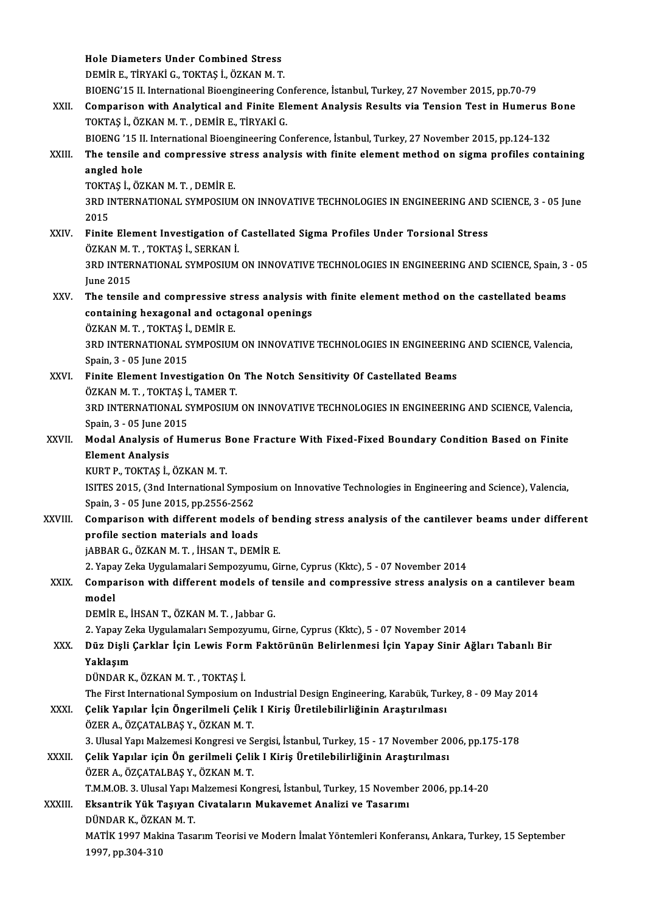**Hole Diameters Under Combined Stress**
DEMİR E., TİRYAKİ G., TOKTAŞ İ., ÖZKAN M. T.
BIOENG'15 II. International Bioengineering Conference, İstanbul, Turkey, 27 November 2015, pp.70-79

XXII. **Comparison with Analytical and Finite Element Analysis Results via Tension Test in Humerus Bone**
TOKTAŞ İ., ÖZKAN M. T. , DEMİR E., TİRYAKİ G.
BIOENG '15 II. International Bioengineering Conference, İstanbul, Turkey, 27 November 2015, pp.124-132

XXIII. **The tensile and compressive stress analysis with finite element method on sigma profiles containing angled hole**
TOKTAŞ İ., ÖZKAN M. T. , DEMİR E.
3RD INTERNATIONAL SYMPOSIUM ON INNOVATIVE TECHNOLOGIES IN ENGINEERING AND SCIENCE, 3 - 05 June 2015

XXIV. **Finite Element Investigation of Castellated Sigma Profiles Under Torsional Stress**
ÖZKAN M. T. , TOKTAŞ İ., SERKAN İ.
3RD INTERNATIONAL SYMPOSIUM ON INNOVATIVE TECHNOLOGIES IN ENGINEERING AND SCIENCE, Spain, 3 - 05 June 2015

XXV. **The tensile and compressive stress analysis with finite element method on the castellated beams containing hexagonal and octagonal openings**
ÖZKAN M. T. , TOKTAŞ İ., DEMİR E.
3RD INTERNATIONAL SYMPOSIUM ON INNOVATIVE TECHNOLOGIES IN ENGINEERING AND SCIENCE, Valencia, Spain, 3 - 05 June 2015

XXVI. **Finite Element Investigation On The Notch Sensitivity Of Castellated Beams**
ÖZKAN M. T. , TOKTAŞ İ., TAMER T.
3RD INTERNATIONAL SYMPOSIUM ON INNOVATIVE TECHNOLOGIES IN ENGINEERING AND SCIENCE, Valencia, Spain, 3 - 05 June 2015

XXVII. **Modal Analysis of Humerus Bone Fracture With Fixed-Fixed Boundary Condition Based on Finite Element Analysis**
KURT P., TOKTAŞ İ., ÖZKAN M. T.
ISITES 2015, (3nd International Symposium on Innovative Technologies in Engineering and Science), Valencia, Spain, 3 - 05 June 2015, pp.2556-2562

XXVIII. **Comparison with different models of bending stress analysis of the cantilever beams under different profile section materials and loads**
jABBAR G., ÖZKAN M. T. , İHSAN T., DEMİR E.
2. Yapay Zeka Uygulamalari Sempozyumu, Girne, Cyprus (Kktc), 5 - 07 November 2014

XXIX. **Comparison with different models of tensile and compressive stress analysis on a cantilever beam model**
DEMİR E., İHSAN T., ÖZKAN M. T. , Jabbar G.
2. Yapay Zeka Uygulamaları Sempozyumu, Girne, Cyprus (Kktc), 5 - 07 November 2014

XXX. **Düz Dişli Çarklar İçin Lewis Form Faktörünün Belirlenmesi İçin Yapay Sinir Ağları Tabanlı Bir Yaklaşım**
DÜNDAR K., ÖZKAN M. T. , TOKTAŞ İ.
The First International Symposium on Industrial Design Engineering, Karabük, Turkey, 8 - 09 May 2014

XXXI. **Çelik Yapılar İçin Öngerilmeli Çelik I Kiriş Üretilebilirliğinin Araştırılması**
ÖZER A., ÖZÇATALBAŞ Y., ÖZKAN M. T.
3. Ulusal Yapı Malzemesi Kongresi ve Sergisi, İstanbul, Turkey, 15 - 17 November 2006, pp.175-178

XXXII. **Çelik Yapılar için Ön gerilmeli Çelik I Kiriş Üretilebilirliğinin Araştırılması**
ÖZER A., ÖZÇATALBAŞ Y., ÖZKAN M. T.
T.M.M.OB. 3. Ulusal Yapı Malzemesi Kongresi, İstanbul, Turkey, 15 November 2006, pp.14-20

XXXIII. **Eksantrik Yük Taşıyan Civataların Mukavemet Analizi ve Tasarımı**
DÜNDAR K., ÖZKAN M. T.
MATİK 1997 Makina Tasarım Teorisi ve Modern İmalat Yöntemleri Konferansı, Ankara, Turkey, 15 September 1997, pp.304-310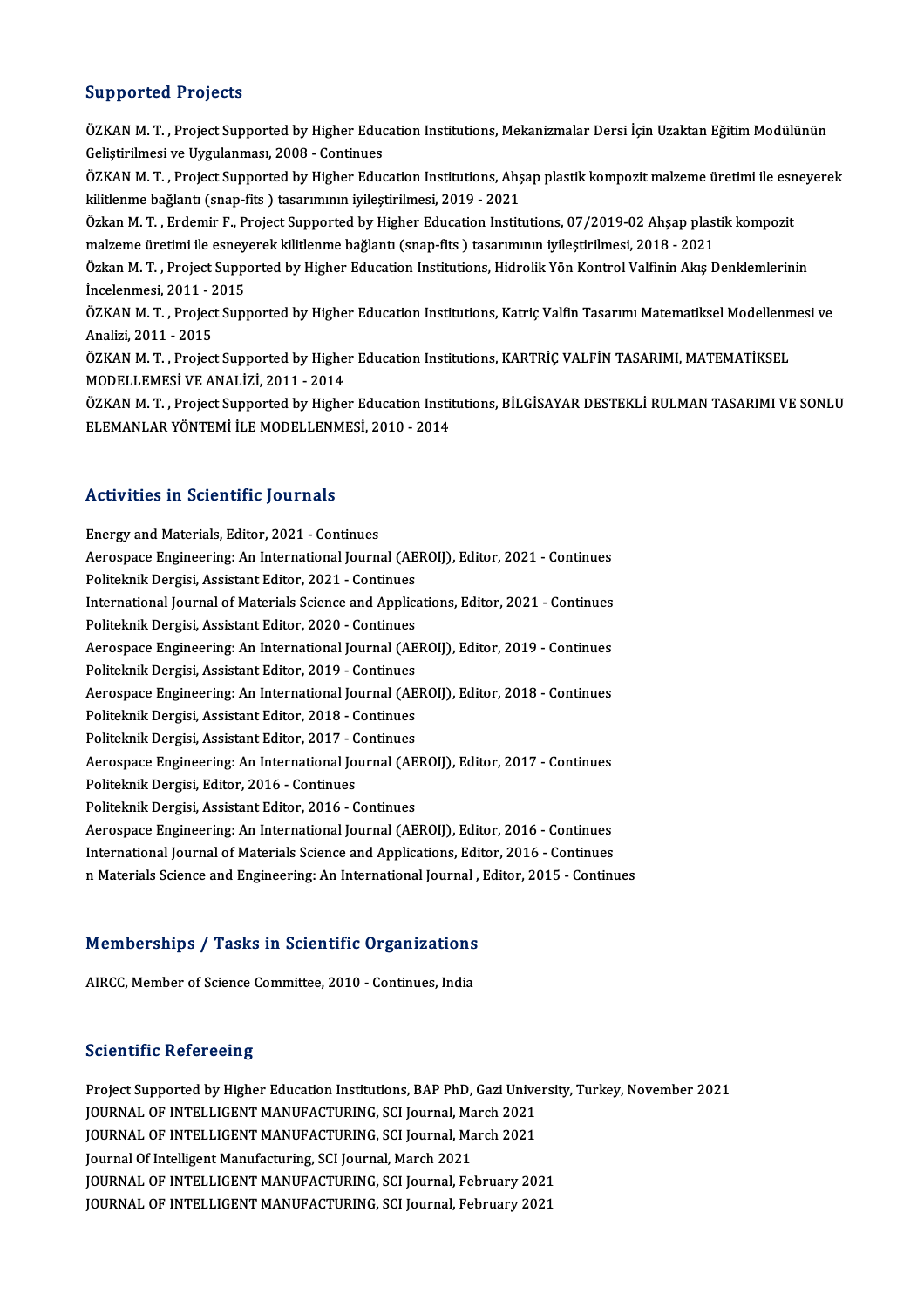## Supported Projects

ÖZKAN M. T. , Project Supported by Higher Education Institutions, Mekanizmalar Dersi İçin Uzaktan Eğitim Modülünün Geliştirilmesi ve Uygulanması, 2008 - Continues

ÖZKAN M. T. , Project Supported by Higher Education Institutions, Ahşap plastik kompozit malzeme üretimi ile esneyerek kilitlenme bağlantı (snap-fits ) tasarımının iyileştirilmesi, 2019 - 2021

Özkan M. T. , Erdemir F., Project Supported by Higher Education Institutions, 07/2019-02 Ahşap plastik kompozit malzeme üretimi ile esneyerek kilitlenme bağlantı (snap-fits ) tasarımının iyileştirilmesi, 2018 - 2021

Özkan M. T. , Project Supported by Higher Education Institutions, Hidrolik Yön Kontrol Valfinin Akış Denklemlerinin İncelenmesi, 2011 - 2015

ÖZKAN M. T. , Project Supported by Higher Education Institutions, Katriç Valfin Tasarımı Matematiksel Modellenmesi ve Analizi, 2011 - 2015

ÖZKAN M. T. , Project Supported by Higher Education Institutions, KARTRİÇ VALFİN TASARIMI, MATEMATİKSEL MODELLEMESİ VE ANALİZİ, 2011 - 2014

ÖZKAN M. T. , Project Supported by Higher Education Institutions, BİLGİSAYAR DESTEKLİ RULMAN TASARIMI VE SONLU ELEMANLAR YÖNTEMİ İLE MODELLENMESİ, 2010 - 2014

## Activities in Scientific Journals

Energy and Materials, Editor, 2021 - Continues
Aerospace Engineering: An International Journal (AEROIJ), Editor, 2021 - Continues
Politeknik Dergisi, Assistant Editor, 2021 - Continues
International Journal of Materials Science and Applications, Editor, 2021 - Continues
Politeknik Dergisi, Assistant Editor, 2020 - Continues
Aerospace Engineering: An International Journal (AEROIJ), Editor, 2019 - Continues
Politeknik Dergisi, Assistant Editor, 2019 - Continues
Aerospace Engineering: An International Journal (AEROIJ), Editor, 2018 - Continues
Politeknik Dergisi, Assistant Editor, 2018 - Continues
Politeknik Dergisi, Assistant Editor, 2017 - Continues
Aerospace Engineering: An International Journal (AEROIJ), Editor, 2017 - Continues
Politeknik Dergisi, Editor, 2016 - Continues
Politeknik Dergisi, Assistant Editor, 2016 - Continues
Aerospace Engineering: An International Journal (AEROIJ), Editor, 2016 - Continues
International Journal of Materials Science and Applications, Editor, 2016 - Continues
n Materials Science and Engineering: An International Journal , Editor, 2015 - Continues

## Memberships / Tasks in Scientific Organizations

AIRCC, Member of Science Committee, 2010 - Continues, India

## Scientific Refereeing

Project Supported by Higher Education Institutions, BAP PhD, Gazi University, Turkey, November 2021
JOURNAL OF INTELLIGENT MANUFACTURING, SCI Journal, March 2021
JOURNAL OF INTELLIGENT MANUFACTURING, SCI Journal, March 2021
Journal Of Intelligent Manufacturing, SCI Journal, March 2021
JOURNAL OF INTELLIGENT MANUFACTURING, SCI Journal, February 2021
JOURNAL OF INTELLIGENT MANUFACTURING, SCI Journal, February 2021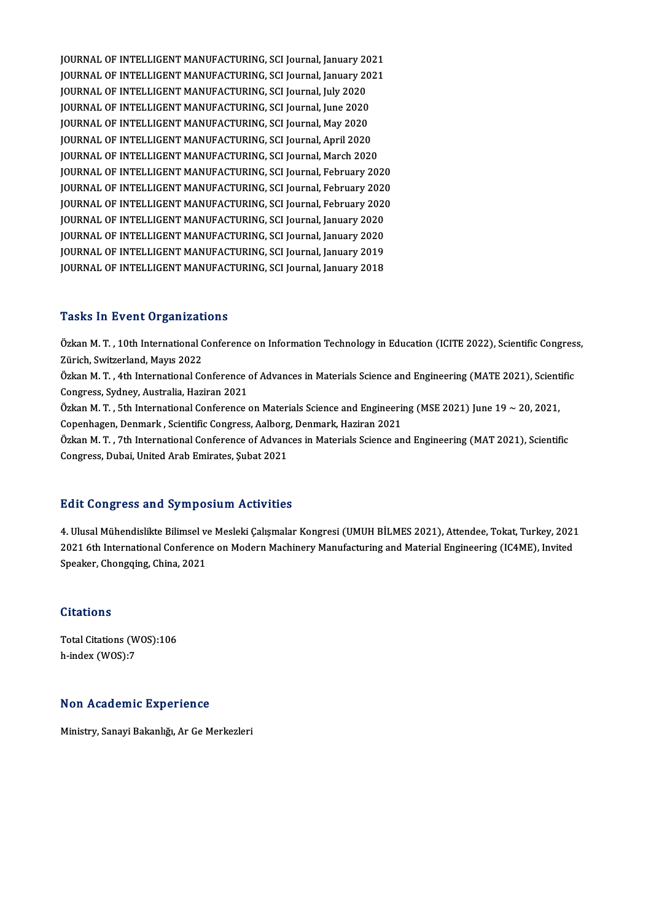JOURNAL OF INTELLIGENT MANUFACTURING, SCI Journal, January 2021
JOURNAL OF INTELLIGENT MANUFACTURING, SCI Journal, January 2021
JOURNAL OF INTELLIGENT MANUFACTURING, SCI Journal, July 2020
JOURNAL OF INTELLIGENT MANUFACTURING, SCI Journal, June 2020
JOURNAL OF INTELLIGENT MANUFACTURING, SCI Journal, May 2020
JOURNAL OF INTELLIGENT MANUFACTURING, SCI Journal, April 2020
JOURNAL OF INTELLIGENT MANUFACTURING, SCI Journal, March 2020
JOURNAL OF INTELLIGENT MANUFACTURING, SCI Journal, February 2020
JOURNAL OF INTELLIGENT MANUFACTURING, SCI Journal, February 2020
JOURNAL OF INTELLIGENT MANUFACTURING, SCI Journal, February 2020
JOURNAL OF INTELLIGENT MANUFACTURING, SCI Journal, January 2020
JOURNAL OF INTELLIGENT MANUFACTURING, SCI Journal, January 2020
JOURNAL OF INTELLIGENT MANUFACTURING, SCI Journal, January 2019
JOURNAL OF INTELLIGENT MANUFACTURING, SCI Journal, January 2018

## Tasks In Event Organizations

Özkan M. T. , 10th International Conference on Information Technology in Education (ICITE 2022), Scientific Congress, Zürich, Switzerland, Mayıs 2022

Özkan M. T. , 4th International Conference of Advances in Materials Science and Engineering (MATE 2021), Scientific Congress, Sydney, Australia, Haziran 2021

Özkan M. T. , 5th International Conference on Materials Science and Engineering (MSE 2021) June 19 ~ 20, 2021, Copenhagen, Denmark , Scientific Congress, Aalborg, Denmark, Haziran 2021

Özkan M. T. , 7th International Conference of Advances in Materials Science and Engineering (MAT 2021), Scientific Congress, Dubai, United Arab Emirates, Şubat 2021

## Edit Congress and Symposium Activities

4. Ulusal Mühendislikte Bilimsel ve Mesleki Çalışmalar Kongresi (UMUH BİLMES 2021), Attendee, Tokat, Turkey, 2021

2021 6th International Conference on Modern Machinery Manufacturing and Material Engineering (IC4ME), Invited Speaker, Chongqing, China, 2021

## Citations

Total Citations (WOS):106
h-index (WOS):7

## Non Academic Experience

Ministry, Sanayi Bakanlığı, Ar Ge Merkezleri